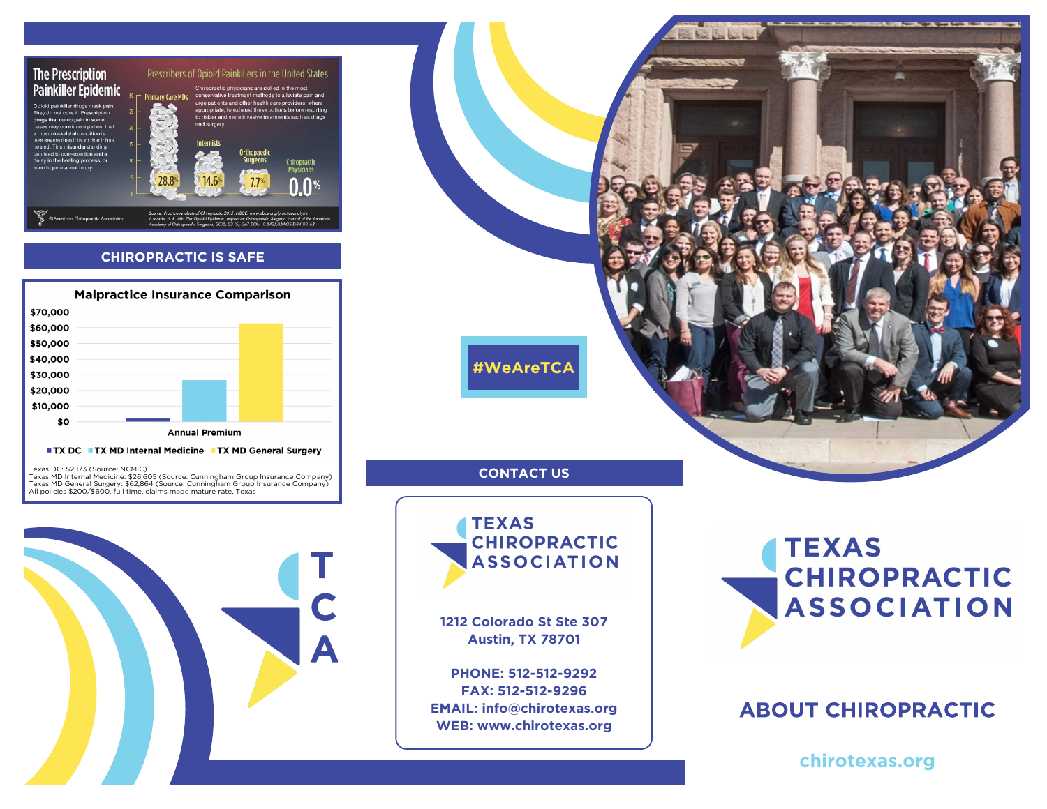## The Prescription Painkiller Epidemic

Opioid painkiller drugs mask pain. They do not cure it. Prescription drugs that numb pain in some cases may convince a patient that a musculoskeletal condition is less severe than it is, or that it has healed. This misunderstanding can lead to over-exertion and a delay in the healing process, or even to permanent injury.

### Prescribers of Opioid Painkillers in the United States

Chiropractic physicians are skilled in the most conservative treatment methods to alleviate pain and urge patients and other health care providers, where appropriate, to exhaust these options before resorting to riskier and more invasive treatments such as drugs and surgery.

Primary Care MDs 28.8%
Internists 14.6%
Orthopaedic Surgeons 7.7%
Chiropractic Physicians 0.0%

©American Chiropractic Association

Source: Practice Analysis of Chiropractic 2015. NBCE. www.nbce.org/practiceanalysis. J. Morris, H. R. Mir. The Opioid Epidemic: Impact on Orthopaedic Surgery. Journal of the American Academy of Orthopaedic Surgeons, 2015; 23 (5): 267 DOI: 10.5435/JAAOS-D-14-00163

## CHIROPRACTIC IS SAFE

### Malpractice Insurance Comparison

$70,000
$60,000
$50,000
$40,000
$30,000
$20,000
$10,000
$0

Annual Premium

TX DC | TX MD Internal Medicine | TX MD General Surgery

Texas DC: $2,173 (Source: NCMIC)
Texas MD Internal Medicine: $26,605 (Source: Cunningham Group Insurance Company)
Texas MD General Surgery: $62,864 (Source: Cunningham Group Insurance Company)
All policies $200/$600, full time, claims made mature rate, Texas

**#WeAreTCA**

## CONTACT US

**TEXAS CHIROPRACTIC ASSOCIATION**

1212 Colorado St Ste 307
Austin, TX 78701

PHONE: 512-512-9292
FAX: 512-512-9296
EMAIL: info@chirotexas.org
WEB: www.chirotexas.org

TCA

# TEXAS CHIROPRACTIC ASSOCIATION

## ABOUT CHIROPRACTIC

chirotexas.org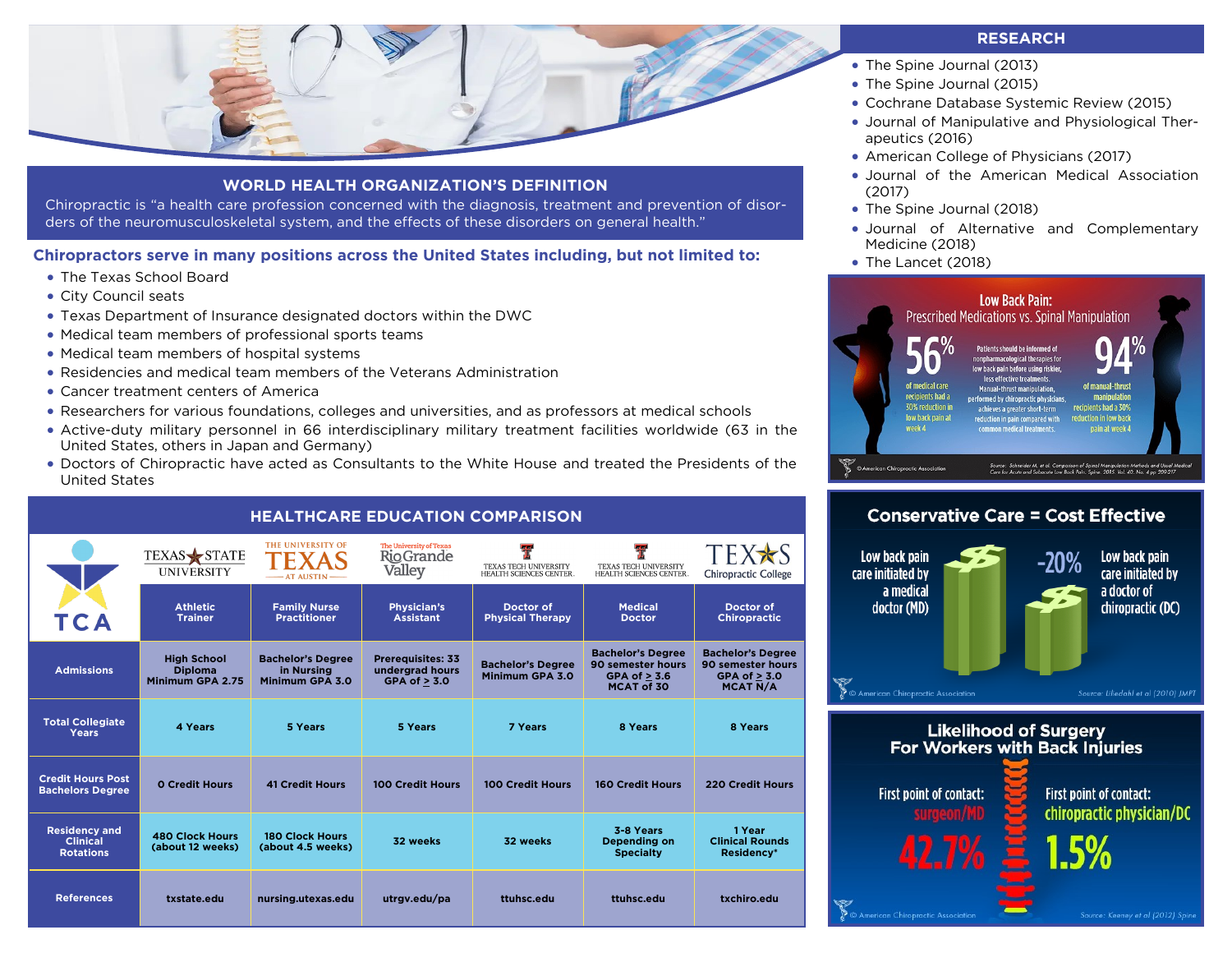## WORLD HEALTH ORGANIZATION'S DEFINITION

Chiropractic is "a health care profession concerned with the diagnosis, treatment and prevention of disorders of the neuromusculoskeletal system, and the effects of these disorders on general health."

### Chiropractors serve in many positions across the United States including, but not limited to:

- The Texas School Board
- City Council seats
- Texas Department of Insurance designated doctors within the DWC
- Medical team members of professional sports teams
- Medical team members of hospital systems
- Residencies and medical team members of the Veterans Administration
- Cancer treatment centers of America
- Researchers for various foundations, colleges and universities, and as professors at medical schools
- Active-duty military personnel in 66 interdisciplinary military treatment facilities worldwide (63 in the United States, others in Japan and Germany)
- Doctors of Chiropractic have acted as Consultants to the White House and treated the Presidents of the United States

## HEALTHCARE EDUCATION COMPARISON

| TCA | Texas State University | The University of Texas at Austin | The University of Texas Rio Grande Valley | Texas Tech University Health Sciences Center | Texas Tech University Health Sciences Center | Texas Chiropractic College |
|---|---|---|---|---|---|---|
| | Athletic Trainer | Family Nurse Practitioner | Physician's Assistant | Doctor of Physical Therapy | Medical Doctor | Doctor of Chiropractic |
| Admissions | High School Diploma Minimum GPA 2.75 | Bachelor's Degree in Nursing Minimum GPA 3.0 | Prerequisites: 33 undergrad hours GPA of ≥ 3.0 | Bachelor's Degree Minimum GPA 3.0 | Bachelor's Degree 90 semester hours GPA of ≥ 3.6 MCAT of 30 | Bachelor's Degree 90 semester hours GPA of ≥ 3.0 MCAT N/A |
| Total Collegiate Years | 4 Years | 5 Years | 5 Years | 7 Years | 8 Years | 8 Years |
| Credit Hours Post Bachelors Degree | 0 Credit Hours | 41 Credit Hours | 100 Credit Hours | 100 Credit Hours | 160 Credit Hours | 220 Credit Hours |
| Residency and Clinical Rotations | 480 Clock Hours (about 12 weeks) | 180 Clock Hours (about 4.5 weeks) | 32 weeks | 32 weeks | 3-8 Years Depending on Specialty | 1 Year Clinical Rounds Residency* |
| References | txstate.edu | nursing.utexas.edu | utrgv.edu/pa | ttuhsc.edu | ttuhsc.edu | txchiro.edu |

## RESEARCH

- The Spine Journal (2013)
- The Spine Journal (2015)
- Cochrane Database Systemic Review (2015)
- Journal of Manipulative and Physiological Therapeutics (2016)
- American College of Physicians (2017)
- Journal of the American Medical Association (2017)
- The Spine Journal (2018)
- Journal of Alternative and Complementary Medicine (2018)
- The Lancet (2018)

Low Back Pain:
Prescribed Medications vs. Spinal Manipulation

56% of medical care recipients had a 30% reduction in low back pain at week 4

Patients should be informed of nonpharmacological therapies for low back pain before using riskier, less effective treatments. Manual-thrust manipulation, performed by chiropractic physicians, achieves a greater short-term reduction in pain compared with common medical treatments.

94% of manual-thrust manipulation recipients had a 30% reduction in low back pain at week 4

© American Chiropractic Association

Source: Schneider M, et al. Comparison of Spinal Manipulation Methods and Usual Medical Care for Acute and Subacute Low Back Pain. Spine. 2015. Vol. 40, No. 4 pp 209-217

Conservative Care = Cost Effective

Low back pain care initiated by a medical doctor (MD)

-20%

Low back pain care initiated by a doctor of chiropractic (DC)

© American Chiropractic Association

Source: Liliedahl et al (2010) JMPT

Likelihood of Surgery For Workers with Back Injuries

First point of contact: surgeon/MD

42.7%

First point of contact: chiropractic physician/DC

1.5%

© American Chiropractic Association

Source: Keeney et al (2012) Spine